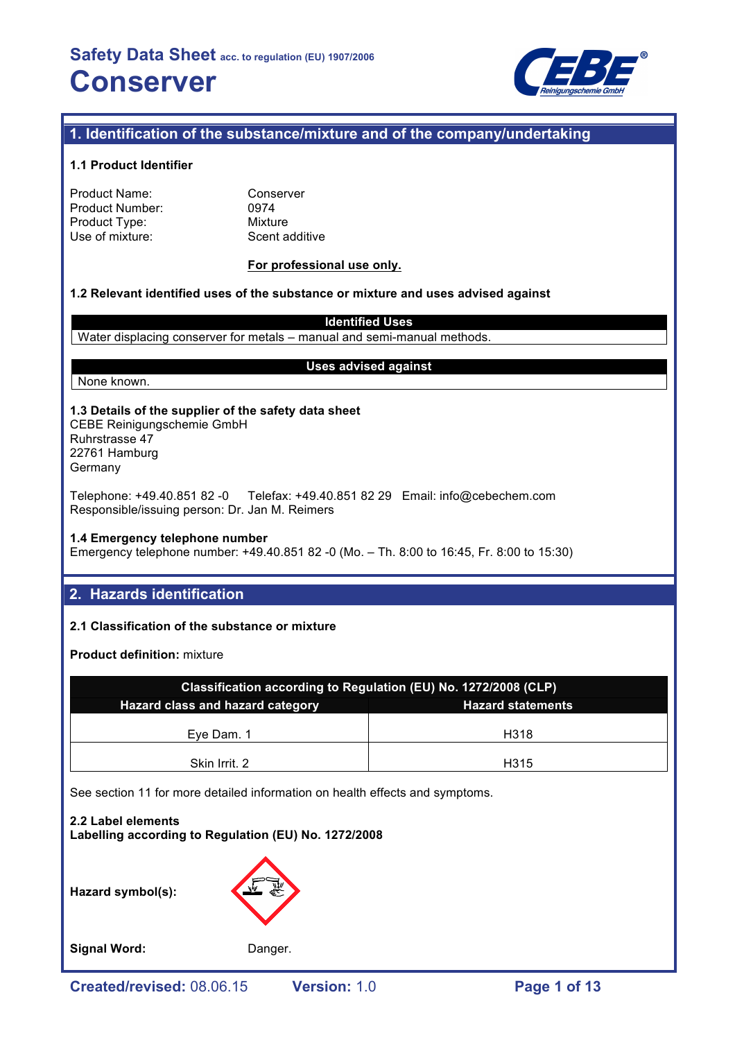# Safety Data Sheet acc. to regulation (EU) 1907/2006

# Conserver

## 1. Identification of the substance/mixture and of the company/undertaking

### 1.1 Product Identifier

| | |
|---|---|
| Product Name: | Conserver |
| Product Number: | 0974 |
| Product Type: | Mixture |
| Use of mixture: | Scent additive |

**For professional use only.**

### 1.2 Relevant identified uses of the substance or mixture and uses advised against

| Identified Uses |
|---|
| Water displacing conserver for metals – manual and semi-manual methods. |

| Uses advised against |
|---|
| None known. |

### 1.3 Details of the supplier of the safety data sheet

CEBE Reinigungschemie GmbH
Ruhrstrasse 47
22761 Hamburg
Germany

Telephone: +49.40.851 82 -0 Telefax: +49.40.851 82 29 Email: info@cebechem.com
Responsible/issuing person: Dr. Jan M. Reimers

### 1.4 Emergency telephone number

Emergency telephone number: +49.40.851 82 -0 (Mo. – Th. 8:00 to 16:45, Fr. 8:00 to 15:30)

## 2. Hazards identification

### 2.1 Classification of the substance or mixture

**Product definition:** mixture

| Classification according to Regulation (EU) No. 1272/2008 (CLP) | |
|---|---|
| **Hazard class and hazard category** | **Hazard statements** |
| Eye Dam. 1 | H318 |
| Skin Irrit. 2 | H315 |

See section 11 for more detailed information on health effects and symptoms.

### 2.2 Label elements

**Labelling according to Regulation (EU) No. 1272/2008**

**Hazard symbol(s):**

**Signal Word:** Danger.

**Created/revised:** 08.06.15 **Version:** 1.0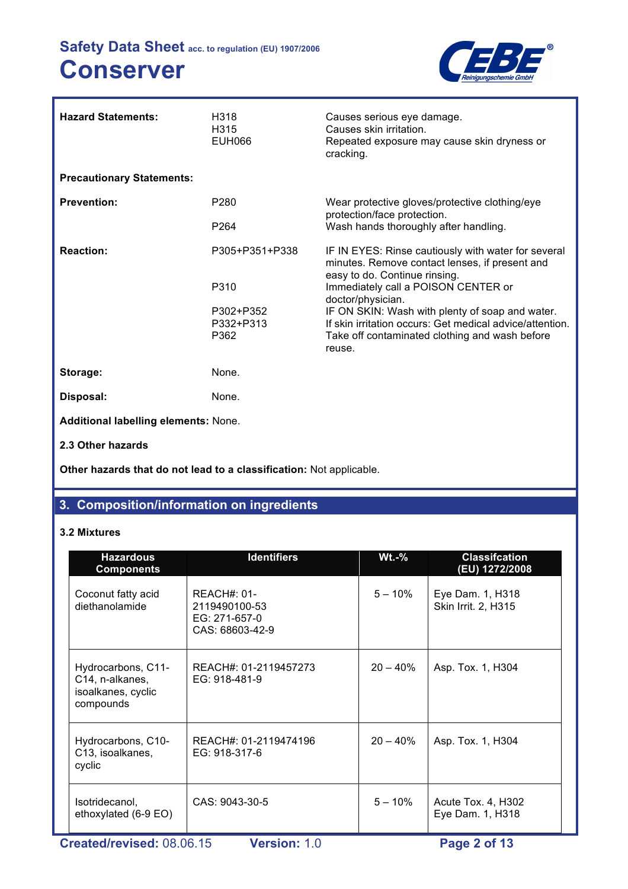| **Hazard Statements:** | H318 | Causes serious eye damage. |
|---|---|---|
| | H315 | Causes skin irritation. |
| | EUH066 | Repeated exposure may cause skin dryness or cracking. |

**Precautionary Statements:**

| **Prevention:** | P280 | Wear protective gloves/protective clothing/eye protection/face protection. |
|---|---|---|
| | P264 | Wash hands thoroughly after handling. |
| **Reaction:** | P305+P351+P338 | IF IN EYES: Rinse cautiously with water for several minutes. Remove contact lenses, if present and easy to do. Continue rinsing. |
| | P310 | Immediately call a POISON CENTER or doctor/physician. |
| | P302+P352 | IF ON SKIN: Wash with plenty of soap and water. |
| | P332+P313 | If skin irritation occurs: Get medical advice/attention. |
| | P362 | Take off contaminated clothing and wash before reuse. |
| **Storage:** | None. | |
| **Disposal:** | None. | |

**Additional labelling elements:** None.

**2.3 Other hazards**

**Other hazards that do not lead to a classification:** Not applicable.

## 3. Composition/information on ingredients

### 3.2 Mixtures

| Hazardous Components | Identifiers | Wt.-% | Classifcation (EU) 1272/2008 |
|---|---|---|---|
| Coconut fatty acid diethanolamide | REACH#: 01-2119490100-53<br>EG: 271-657-0<br>CAS: 68603-42-9 | 5 – 10% | Eye Dam. 1, H318<br>Skin Irrit. 2, H315 |
| Hydrocarbons, C11-C14, n-alkanes, isoalkanes, cyclic compounds | REACH#: 01-2119457273<br>EG: 918-481-9 | 20 – 40% | Asp. Tox. 1, H304 |
| Hydrocarbons, C10-C13, isoalkanes, cyclic | REACH#: 01-2119474196<br>EG: 918-317-6 | 20 – 40% | Asp. Tox. 1, H304 |
| Isotridecanol, ethoxylated (6-9 EO) | CAS: 9043-30-5 | 5 – 10% | Acute Tox. 4, H302<br>Eye Dam. 1, H318 |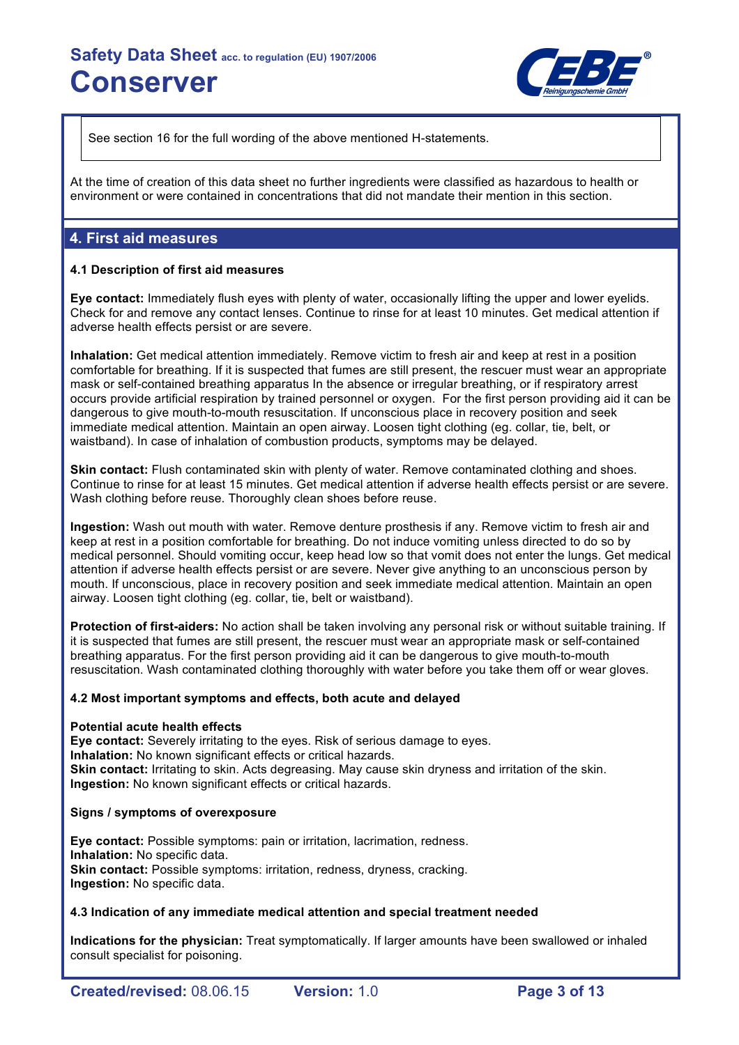See section 16 for the full wording of the above mentioned H-statements.

At the time of creation of this data sheet no further ingredients were classified as hazardous to health or environment or were contained in concentrations that did not mandate their mention in this section.

## 4. First aid measures

### 4.1 Description of first aid measures

**Eye contact:** Immediately flush eyes with plenty of water, occasionally lifting the upper and lower eyelids. Check for and remove any contact lenses. Continue to rinse for at least 10 minutes. Get medical attention if adverse health effects persist or are severe.

**Inhalation:** Get medical attention immediately. Remove victim to fresh air and keep at rest in a position comfortable for breathing. If it is suspected that fumes are still present, the rescuer must wear an appropriate mask or self-contained breathing apparatus In the absence or irregular breathing, or if respiratory arrest occurs provide artificial respiration by trained personnel or oxygen. For the first person providing aid it can be dangerous to give mouth-to-mouth resuscitation. If unconscious place in recovery position and seek immediate medical attention. Maintain an open airway. Loosen tight clothing (eg. collar, tie, belt, or waistband). In case of inhalation of combustion products, symptoms may be delayed.

**Skin contact:** Flush contaminated skin with plenty of water. Remove contaminated clothing and shoes. Continue to rinse for at least 15 minutes. Get medical attention if adverse health effects persist or are severe. Wash clothing before reuse. Thoroughly clean shoes before reuse.

**Ingestion:** Wash out mouth with water. Remove denture prosthesis if any. Remove victim to fresh air and keep at rest in a position comfortable for breathing. Do not induce vomiting unless directed to do so by medical personnel. Should vomiting occur, keep head low so that vomit does not enter the lungs. Get medical attention if adverse health effects persist or are severe. Never give anything to an unconscious person by mouth. If unconscious, place in recovery position and seek immediate medical attention. Maintain an open airway. Loosen tight clothing (eg. collar, tie, belt or waistband).

**Protection of first-aiders:** No action shall be taken involving any personal risk or without suitable training. If it is suspected that fumes are still present, the rescuer must wear an appropriate mask or self-contained breathing apparatus. For the first person providing aid it can be dangerous to give mouth-to-mouth resuscitation. Wash contaminated clothing thoroughly with water before you take them off or wear gloves.

### 4.2 Most important symptoms and effects, both acute and delayed

**Potential acute health effects**
**Eye contact:** Severely irritating to the eyes. Risk of serious damage to eyes.
**Inhalation:** No known significant effects or critical hazards.
**Skin contact:** Irritating to skin. Acts degreasing. May cause skin dryness and irritation of the skin.
**Ingestion:** No known significant effects or critical hazards.

**Signs / symptoms of overexposure**

**Eye contact:** Possible symptoms: pain or irritation, lacrimation, redness.
**Inhalation:** No specific data.
**Skin contact:** Possible symptoms: irritation, redness, dryness, cracking.
**Ingestion:** No specific data.

### 4.3 Indication of any immediate medical attention and special treatment needed

**Indications for the physician:** Treat symptomatically. If larger amounts have been swallowed or inhaled consult specialist for poisoning.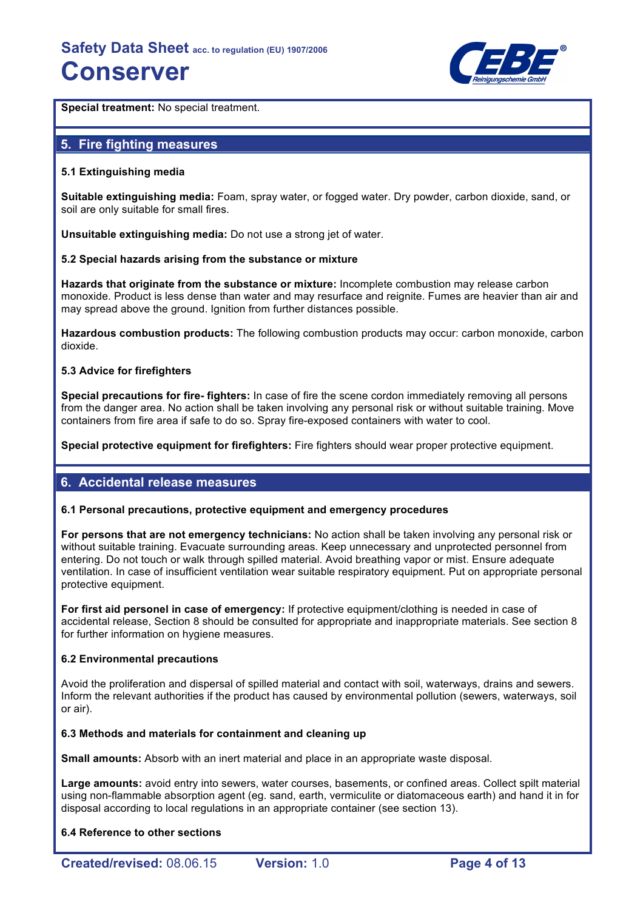**Special treatment:** No special treatment.

## 5. Fire fighting measures

### 5.1 Extinguishing media

**Suitable extinguishing media:** Foam, spray water, or fogged water. Dry powder, carbon dioxide, sand, or soil are only suitable for small fires.

**Unsuitable extinguishing media:** Do not use a strong jet of water.

### 5.2 Special hazards arising from the substance or mixture

**Hazards that originate from the substance or mixture:** Incomplete combustion may release carbon monoxide. Product is less dense than water and may resurface and reignite. Fumes are heavier than air and may spread above the ground. Ignition from further distances possible.

**Hazardous combustion products:** The following combustion products may occur: carbon monoxide, carbon dioxide.

### 5.3 Advice for firefighters

**Special precautions for fire- fighters:** In case of fire the scene cordon immediately removing all persons from the danger area. No action shall be taken involving any personal risk or without suitable training. Move containers from fire area if safe to do so. Spray fire-exposed containers with water to cool.

**Special protective equipment for firefighters:** Fire fighters should wear proper protective equipment.

## 6. Accidental release measures

### 6.1 Personal precautions, protective equipment and emergency procedures

**For persons that are not emergency technicians:** No action shall be taken involving any personal risk or without suitable training. Evacuate surrounding areas. Keep unnecessary and unprotected personnel from entering. Do not touch or walk through spilled material. Avoid breathing vapor or mist. Ensure adequate ventilation. In case of insufficient ventilation wear suitable respiratory equipment. Put on appropriate personal protective equipment.

**For first aid personel in case of emergency:** If protective equipment/clothing is needed in case of accidental release, Section 8 should be consulted for appropriate and inappropriate materials. See section 8 for further information on hygiene measures.

### 6.2 Environmental precautions

Avoid the proliferation and dispersal of spilled material and contact with soil, waterways, drains and sewers. Inform the relevant authorities if the product has caused by environmental pollution (sewers, waterways, soil or air).

### 6.3 Methods and materials for containment and cleaning up

**Small amounts:** Absorb with an inert material and place in an appropriate waste disposal.

**Large amounts:** avoid entry into sewers, water courses, basements, or confined areas. Collect spilt material using non-flammable absorption agent (eg. sand, earth, vermiculite or diatomaceous earth) and hand it in for disposal according to local regulations in an appropriate container (see section 13).

### 6.4 Reference to other sections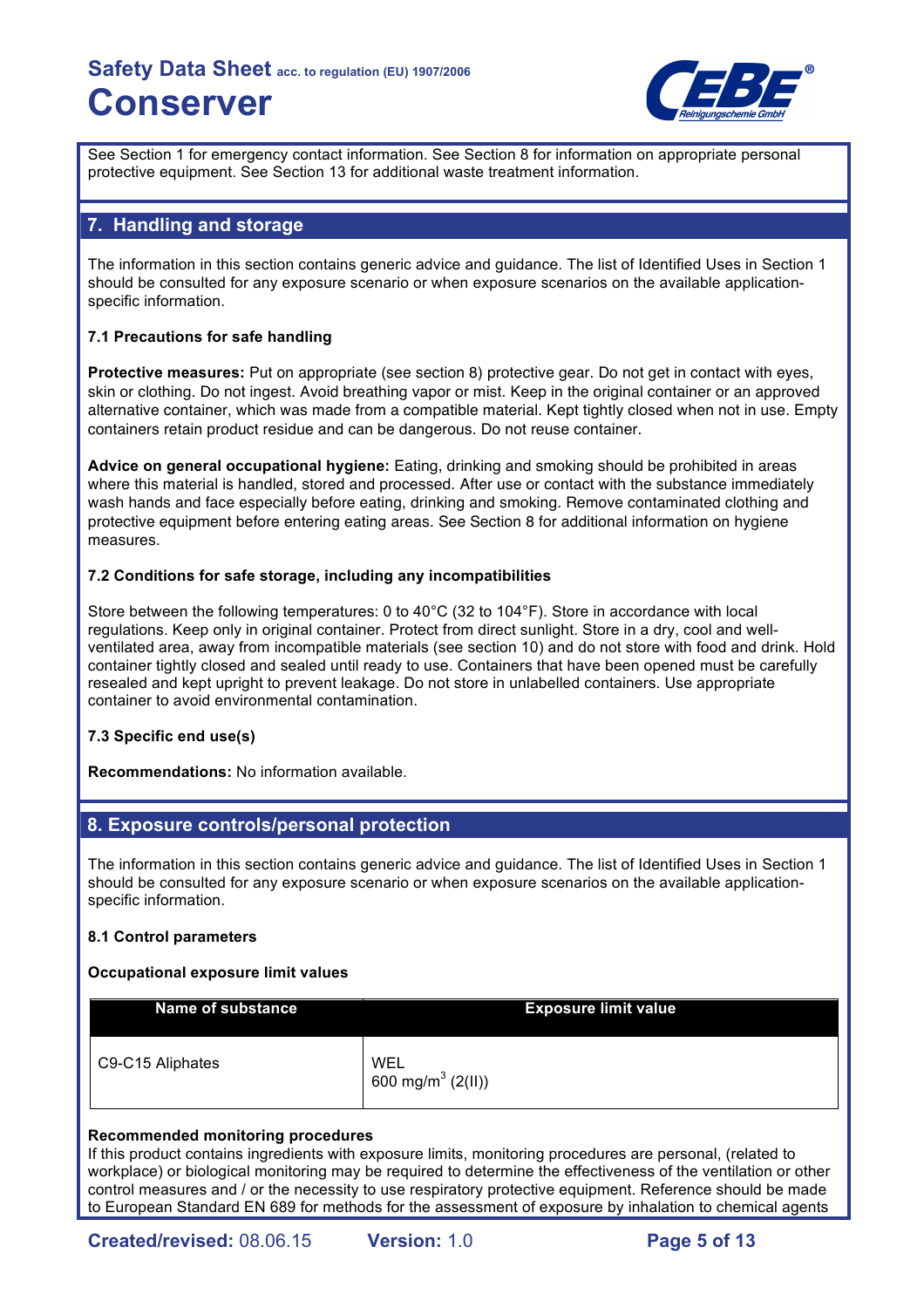See Section 1 for emergency contact information. See Section 8 for information on appropriate personal protective equipment. See Section 13 for additional waste treatment information.

## 7. Handling and storage

The information in this section contains generic advice and guidance. The list of Identified Uses in Section 1 should be consulted for any exposure scenario or when exposure scenarios on the available application-specific information.

### 7.1 Precautions for safe handling

**Protective measures:** Put on appropriate (see section 8) protective gear. Do not get in contact with eyes, skin or clothing. Do not ingest. Avoid breathing vapor or mist. Keep in the original container or an approved alternative container, which was made from a compatible material. Kept tightly closed when not in use. Empty containers retain product residue and can be dangerous. Do not reuse container.

**Advice on general occupational hygiene:** Eating, drinking and smoking should be prohibited in areas where this material is handled, stored and processed. After use or contact with the substance immediately wash hands and face especially before eating, drinking and smoking. Remove contaminated clothing and protective equipment before entering eating areas. See Section 8 for additional information on hygiene measures.

### 7.2 Conditions for safe storage, including any incompatibilities

Store between the following temperatures: 0 to 40°C (32 to 104°F). Store in accordance with local regulations. Keep only in original container. Protect from direct sunlight. Store in a dry, cool and well-ventilated area, away from incompatible materials (see section 10) and do not store with food and drink. Hold container tightly closed and sealed until ready to use. Containers that have been opened must be carefully resealed and kept upright to prevent leakage. Do not store in unlabelled containers. Use appropriate container to avoid environmental contamination.

### 7.3 Specific end use(s)

**Recommendations:** No information available.

## 8. Exposure controls/personal protection

The information in this section contains generic advice and guidance. The list of Identified Uses in Section 1 should be consulted for any exposure scenario or when exposure scenarios on the available application-specific information.

### 8.1 Control parameters

**Occupational exposure limit values**

| Name of substance | Exposure limit value |
|---|---|
| C9-C15 Aliphates | WEL<br>600 mg/m$^3$ (2(II)) |

**Recommended monitoring procedures**

If this product contains ingredients with exposure limits, monitoring procedures are personal, (related to workplace) or biological monitoring may be required to determine the effectiveness of the ventilation or other control measures and / or the necessity to use respiratory protective equipment. Reference should be made to European Standard EN 689 for methods for the assessment of exposure by inhalation to chemical agents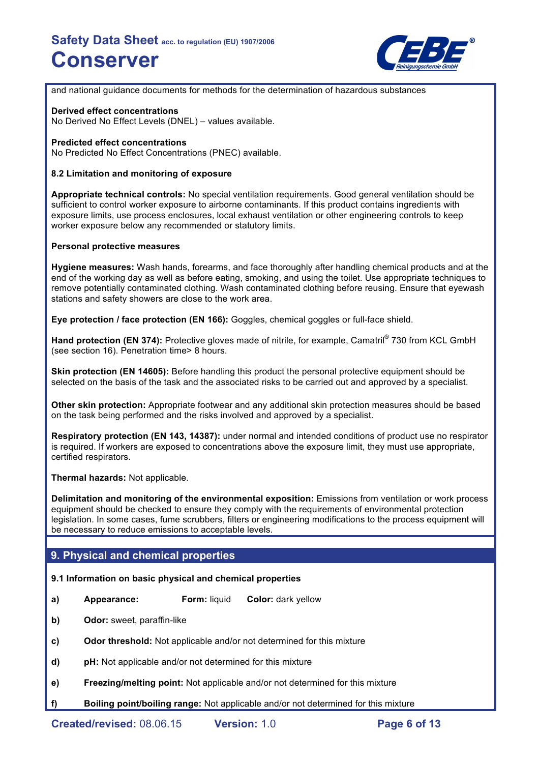and national guidance documents for methods for the determination of hazardous substances

**Derived effect concentrations**
No Derived No Effect Levels (DNEL) – values available.

**Predicted effect concentrations**
No Predicted No Effect Concentrations (PNEC) available.

**8.2 Limitation and monitoring of exposure**

**Appropriate technical controls:** No special ventilation requirements. Good general ventilation should be sufficient to control worker exposure to airborne contaminants. If this product contains ingredients with exposure limits, use process enclosures, local exhaust ventilation or other engineering controls to keep worker exposure below any recommended or statutory limits.

**Personal protective measures**

**Hygiene measures:** Wash hands, forearms, and face thoroughly after handling chemical products and at the end of the working day as well as before eating, smoking, and using the toilet. Use appropriate techniques to remove potentially contaminated clothing. Wash contaminated clothing before reusing. Ensure that eyewash stations and safety showers are close to the work area.

**Eye protection / face protection (EN 166):** Goggles, chemical goggles or full-face shield.

**Hand protection (EN 374):** Protective gloves made of nitrile, for example, Camatril® 730 from KCL GmbH (see section 16). Penetration time> 8 hours.

**Skin protection (EN 14605):** Before handling this product the personal protective equipment should be selected on the basis of the task and the associated risks to be carried out and approved by a specialist.

**Other skin protection:** Appropriate footwear and any additional skin protection measures should be based on the task being performed and the risks involved and approved by a specialist.

**Respiratory protection (EN 143, 14387):** under normal and intended conditions of product use no respirator is required. If workers are exposed to concentrations above the exposure limit, they must use appropriate, certified respirators.

**Thermal hazards:** Not applicable.

**Delimitation and monitoring of the environmental exposition:** Emissions from ventilation or work process equipment should be checked to ensure they comply with the requirements of environmental protection legislation. In some cases, fume scrubbers, filters or engineering modifications to the process equipment will be necessary to reduce emissions to acceptable levels.

## 9. Physical and chemical properties

**9.1 Information on basic physical and chemical properties**

- **a)** **Appearance:** **Form:** liquid **Color:** dark yellow
- **b)** **Odor:** sweet, paraffin-like
- **c)** **Odor threshold:** Not applicable and/or not determined for this mixture
- **d)** **pH:** Not applicable and/or not determined for this mixture
- **e)** **Freezing/melting point:** Not applicable and/or not determined for this mixture
- **f)** **Boiling point/boiling range:** Not applicable and/or not determined for this mixture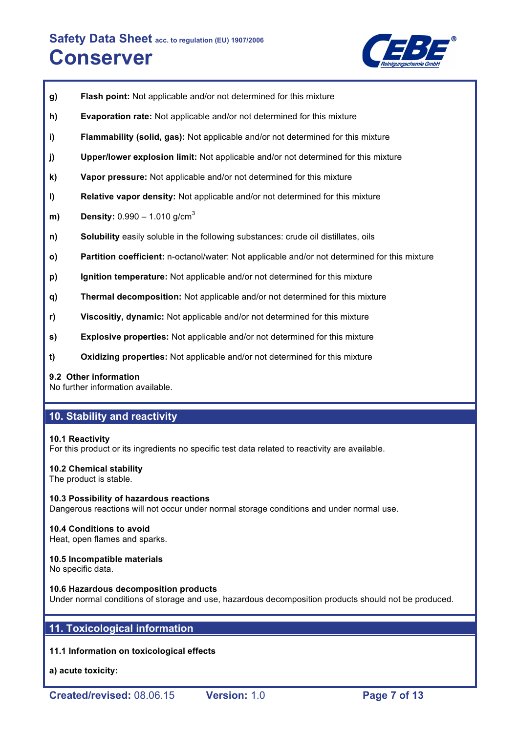**g)** **Flash point:** Not applicable and/or not determined for this mixture

**h)** **Evaporation rate:** Not applicable and/or not determined for this mixture

**i)** **Flammability (solid, gas):** Not applicable and/or not determined for this mixture

**j)** **Upper/lower explosion limit:** Not applicable and/or not determined for this mixture

**k)** **Vapor pressure:** Not applicable and/or not determined for this mixture

**l)** **Relative vapor density:** Not applicable and/or not determined for this mixture

**m)** **Density:** 0.990 – 1.010 g/cm$^3$

**n)** **Solubility** easily soluble in the following substances: crude oil distillates, oils

**o)** **Partition coefficient:** n-octanol/water: Not applicable and/or not determined for this mixture

**p)** **Ignition temperature:** Not applicable and/or not determined for this mixture

**q)** **Thermal decomposition:** Not applicable and/or not determined for this mixture

**r)** **Viscositiy, dynamic:** Not applicable and/or not determined for this mixture

**s)** **Explosive properties:** Not applicable and/or not determined for this mixture

**t)** **Oxidizing properties:** Not applicable and/or not determined for this mixture

### 9.2 Other information

No further information available.

## 10. Stability and reactivity

### 10.1 Reactivity

For this product or its ingredients no specific test data related to reactivity are available.

### 10.2 Chemical stability

The product is stable.

### 10.3 Possibility of hazardous reactions

Dangerous reactions will not occur under normal storage conditions and under normal use.

### 10.4 Conditions to avoid

Heat, open flames and sparks.

### 10.5 Incompatible materials

No specific data.

### 10.6 Hazardous decomposition products

Under normal conditions of storage and use, hazardous decomposition products should not be produced.

## 11. Toxicological information

### 11.1 Information on toxicological effects

**a) acute toxicity:**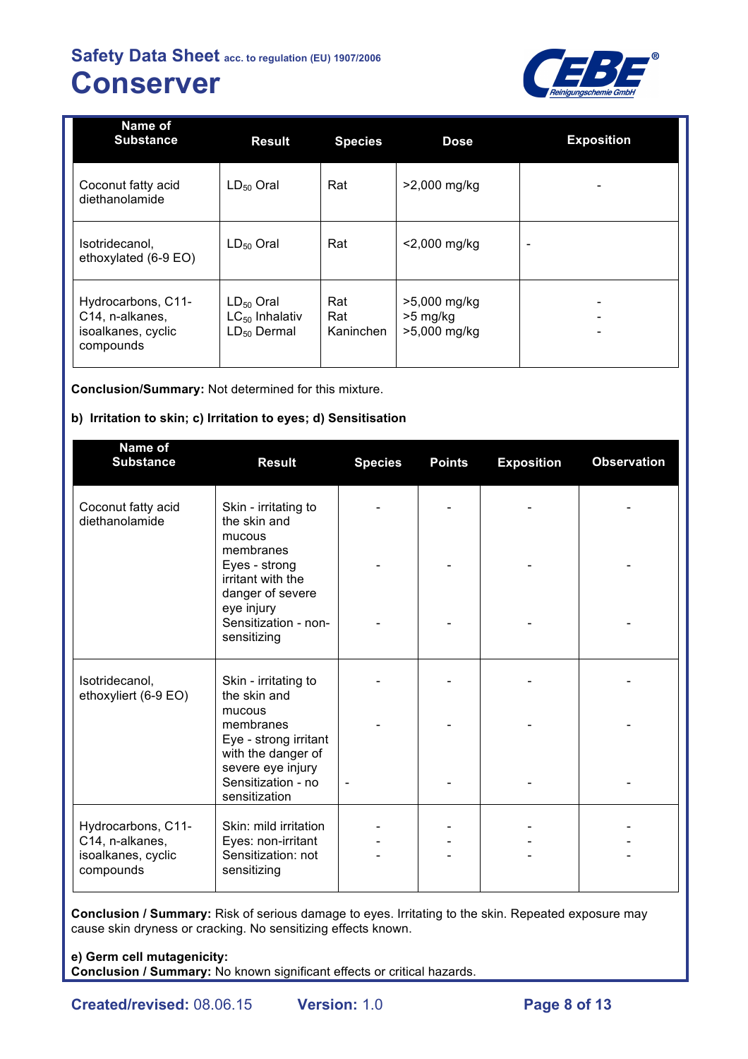| Name of Substance | Result | Species | Dose | Exposition |
| --- | --- | --- | --- | --- |
| Coconut fatty acid diethanolamide | $LD_{50}$ Oral | Rat | >2,000 mg/kg | - |
| Isotridecanol, ethoxylated (6-9 EO) | $LD_{50}$ Oral | Rat | <2,000 mg/kg | - |
| Hydrocarbons, C11-C14, n-alkanes, isoalkanes, cyclic compounds | $LD_{50}$ Oral<br>$LC_{50}$ Inhalativ<br>$LD_{50}$ Dermal | Rat<br>Rat<br>Kaninchen | >5,000 mg/kg<br>>5 mg/kg<br>>5,000 mg/kg | -<br>-<br>- |

**Conclusion/Summary:** Not determined for this mixture.

**b) Irritation to skin; c) Irritation to eyes; d) Sensitisation**

| Name of Substance | Result | Species | Points | Exposition | Observation |
| --- | --- | --- | --- | --- | --- |
| Coconut fatty acid diethanolamide | Skin - irritating to the skin and mucous membranes<br>Eyes - strong irritant with the danger of severe eye injury<br>Sensitization - non-sensitizing | -<br>-<br>- | -<br>-<br>- | -<br>-<br>- | -<br>-<br>- |
| Isotridecanol, ethoxyliert (6-9 EO) | Skin - irritating to the skin and mucous membranes<br>Eye - strong irritant with the danger of severe eye injury<br>Sensitization - no sensitization | -<br>-<br>- | -<br>-<br>- | -<br>-<br>- | -<br>-<br>- |
| Hydrocarbons, C11-C14, n-alkanes, isoalkanes, cyclic compounds | Skin: mild irritation<br>Eyes: non-irritant<br>Sensitization: not sensitizing | -<br>-<br>- | -<br>-<br>- | -<br>-<br>- | -<br>-<br>- |

**Conclusion / Summary:** Risk of serious damage to eyes. Irritating to the skin. Repeated exposure may cause skin dryness or cracking. No sensitizing effects known.

**e) Germ cell mutagenicity:**
**Conclusion / Summary:** No known significant effects or critical hazards.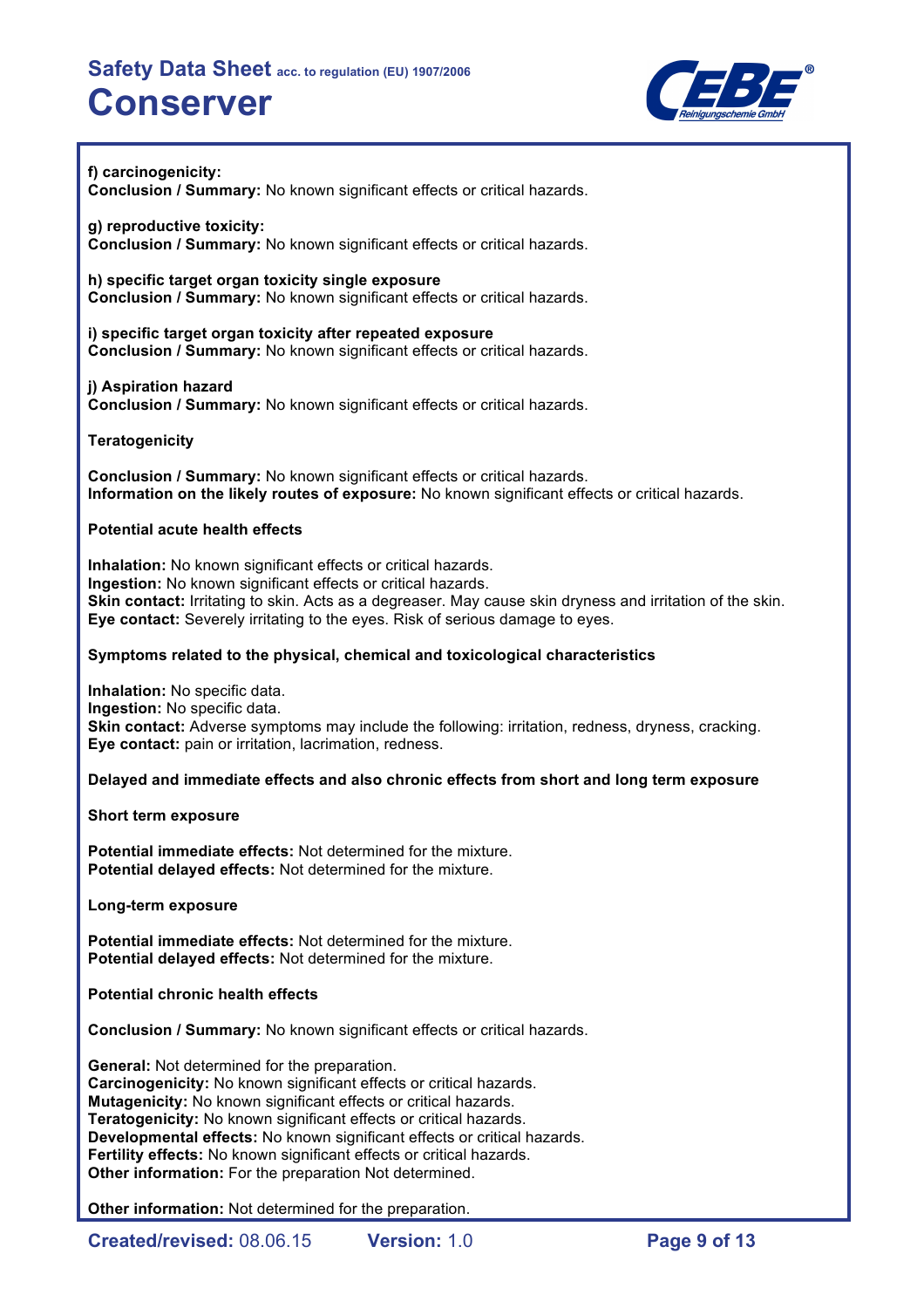**f) carcinogenicity:**
**Conclusion / Summary:** No known significant effects or critical hazards.

**g) reproductive toxicity:**
**Conclusion / Summary:** No known significant effects or critical hazards.

**h) specific target organ toxicity single exposure**
**Conclusion / Summary:** No known significant effects or critical hazards.

**i) specific target organ toxicity after repeated exposure**
**Conclusion / Summary:** No known significant effects or critical hazards.

**j) Aspiration hazard**
**Conclusion / Summary:** No known significant effects or critical hazards.

**Teratogenicity**

**Conclusion / Summary:** No known significant effects or critical hazards.
**Information on the likely routes of exposure:** No known significant effects or critical hazards.

**Potential acute health effects**

**Inhalation:** No known significant effects or critical hazards.
**Ingestion:** No known significant effects or critical hazards.
**Skin contact:** Irritating to skin. Acts as a degreaser. May cause skin dryness and irritation of the skin.
**Eye contact:** Severely irritating to the eyes. Risk of serious damage to eyes.

**Symptoms related to the physical, chemical and toxicological characteristics**

**Inhalation:** No specific data.
**Ingestion:** No specific data.
**Skin contact:** Adverse symptoms may include the following: irritation, redness, dryness, cracking.
**Eye contact:** pain or irritation, lacrimation, redness.

**Delayed and immediate effects and also chronic effects from short and long term exposure**

**Short term exposure**

**Potential immediate effects:** Not determined for the mixture.
**Potential delayed effects:** Not determined for the mixture.

**Long-term exposure**

**Potential immediate effects:** Not determined for the mixture.
**Potential delayed effects:** Not determined for the mixture.

**Potential chronic health effects**

**Conclusion / Summary:** No known significant effects or critical hazards.

**General:** Not determined for the preparation.
**Carcinogenicity:** No known significant effects or critical hazards.
**Mutagenicity:** No known significant effects or critical hazards.
**Teratogenicity:** No known significant effects or critical hazards.
**Developmental effects:** No known significant effects or critical hazards.
**Fertility effects:** No known significant effects or critical hazards.
**Other information:** For the preparation Not determined.

**Other information:** Not determined for the preparation.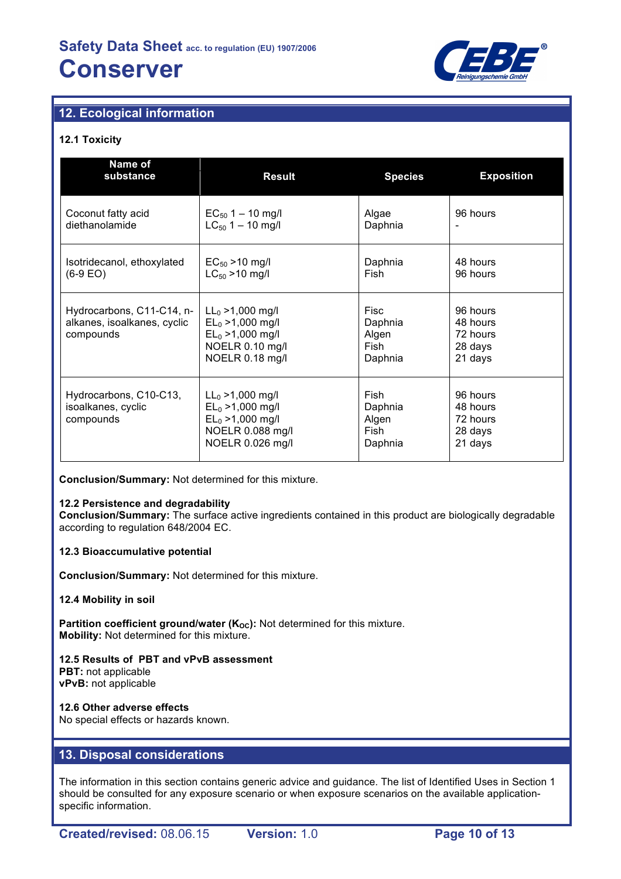## 12. Ecological information

### 12.1 Toxicity

| Name of substance | Result | Species | Exposition |
|---|---|---|---|
| Coconut fatty acid diethanolamide | $EC_{50}$ 1 – 10 mg/l<br>$LC_{50}$ 1 – 10 mg/l | Algae<br>Daphnia | 96 hours<br>- |
| Isotridecanol, ethoxylated (6-9 EO) | $EC_{50}$ >10 mg/l<br>$LC_{50}$ >10 mg/l | Daphnia<br>Fish | 48 hours<br>96 hours |
| Hydrocarbons, C11-C14, n-alkanes, isoalkanes, cyclic compounds | $LL_0$ >1,000 mg/l<br>$EL_0$ >1,000 mg/l<br>$EL_0$ >1,000 mg/l<br>NOELR 0.10 mg/l<br>NOELR 0.18 mg/l | Fisc<br>Daphnia<br>Algen<br>Fish<br>Daphnia | 96 hours<br>48 hours<br>72 hours<br>28 days<br>21 days |
| Hydrocarbons, C10-C13, isoalkanes, cyclic compounds | $LL_0$ >1,000 mg/l<br>$EL_0$ >1,000 mg/l<br>$EL_0$ >1,000 mg/l<br>NOELR 0.088 mg/l<br>NOELR 0.026 mg/l | Fish<br>Daphnia<br>Algen<br>Fish<br>Daphnia | 96 hours<br>48 hours<br>72 hours<br>28 days<br>21 days |

**Conclusion/Summary:** Not determined for this mixture.

**12.2 Persistence and degradability**
**Conclusion/Summary:** The surface active ingredients contained in this product are biologically degradable according to regulation 648/2004 EC.

**12.3 Bioaccumulative potential**

**Conclusion/Summary:** Not determined for this mixture.

**12.4 Mobility in soil**

**Partition coefficient ground/water ($K_{OC}$):** Not determined for this mixture.
**Mobility:** Not determined for this mixture.

**12.5 Results of PBT and vPvB assessment**
**PBT:** not applicable
**vPvB:** not applicable

**12.6 Other adverse effects**
No special effects or hazards known.

## 13. Disposal considerations

The information in this section contains generic advice and guidance. The list of Identified Uses in Section 1 should be consulted for any exposure scenario or when exposure scenarios on the available application-specific information.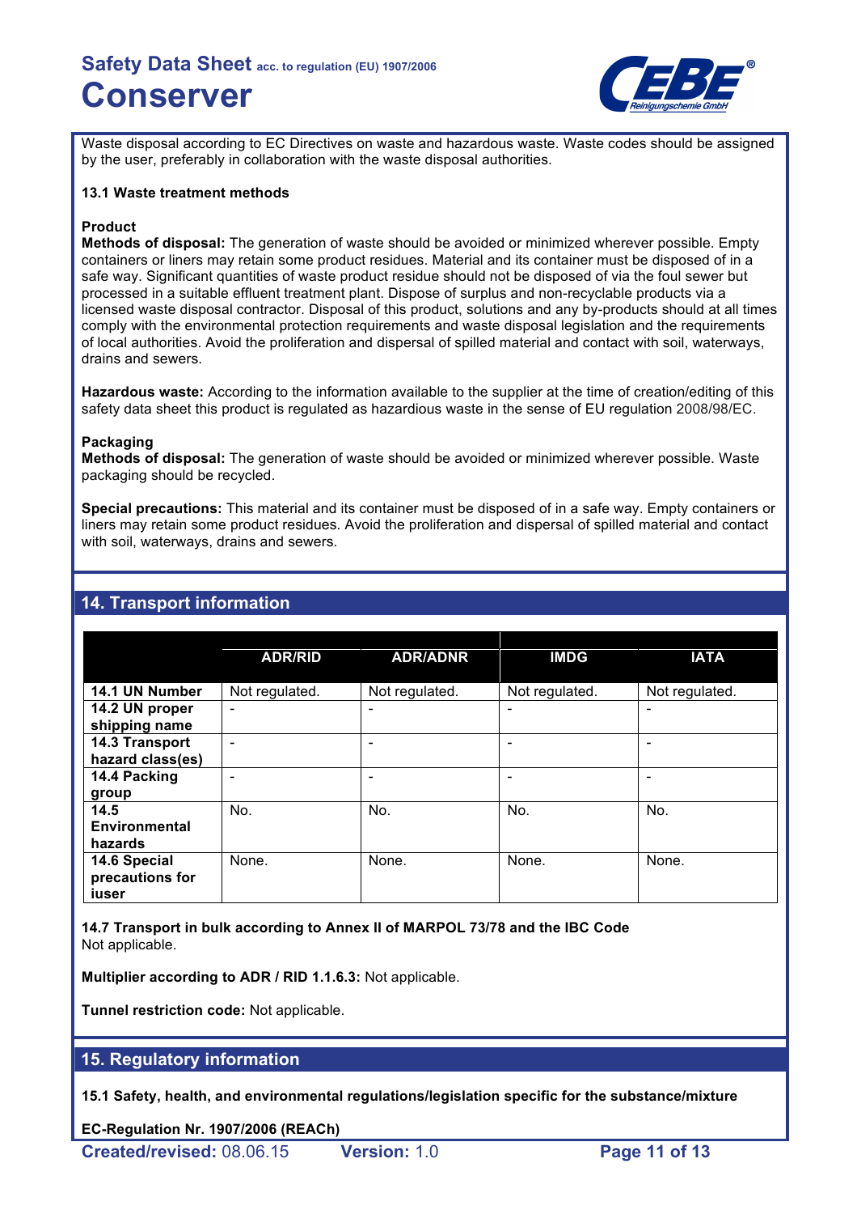Waste disposal according to EC Directives on waste and hazardous waste. Waste codes should be assigned by the user, preferably in collaboration with the waste disposal authorities.

**13.1 Waste treatment methods**

**Product**
**Methods of disposal:** The generation of waste should be avoided or minimized wherever possible. Empty containers or liners may retain some product residues. Material and its container must be disposed of in a safe way. Significant quantities of waste product residue should not be disposed of via the foul sewer but processed in a suitable effluent treatment plant. Dispose of surplus and non-recyclable products via a licensed waste disposal contractor. Disposal of this product, solutions and any by-products should at all times comply with the environmental protection requirements and waste disposal legislation and the requirements of local authorities. Avoid the proliferation and dispersal of spilled material and contact with soil, waterways, drains and sewers.

**Hazardous waste:** According to the information available to the supplier at the time of creation/editing of this safety data sheet this product is regulated as hazardious waste in the sense of EU regulation 2008/98/EC.

**Packaging**
**Methods of disposal:** The generation of waste should be avoided or minimized wherever possible. Waste packaging should be recycled.

**Special precautions:** This material and its container must be disposed of in a safe way. Empty containers or liners may retain some product residues. Avoid the proliferation and dispersal of spilled material and contact with soil, waterways, drains and sewers.

## 14. Transport information

| | ADR/RID | ADR/ADNR | IMDG | IATA |
|---|---|---|---|---|
| **14.1 UN Number** | Not regulated. | Not regulated. | Not regulated. | Not regulated. |
| **14.2 UN proper shipping name** | - | - | - | - |
| **14.3 Transport hazard class(es)** | - | - | - | - |
| **14.4 Packing group** | - | - | - | - |
| **14.5 Environmental hazards** | No. | No. | No. | No. |
| **14.6 Special precautions for iuser** | None. | None. | None. | None. |

**14.7 Transport in bulk according to Annex II of MARPOL 73/78 and the IBC Code**
Not applicable.

**Multiplier according to ADR / RID 1.1.6.3:** Not applicable.

**Tunnel restriction code:** Not applicable.

## 15. Regulatory information

**15.1 Safety, health, and environmental regulations/legislation specific for the substance/mixture**

**EC-Regulation Nr. 1907/2006 (REACh)**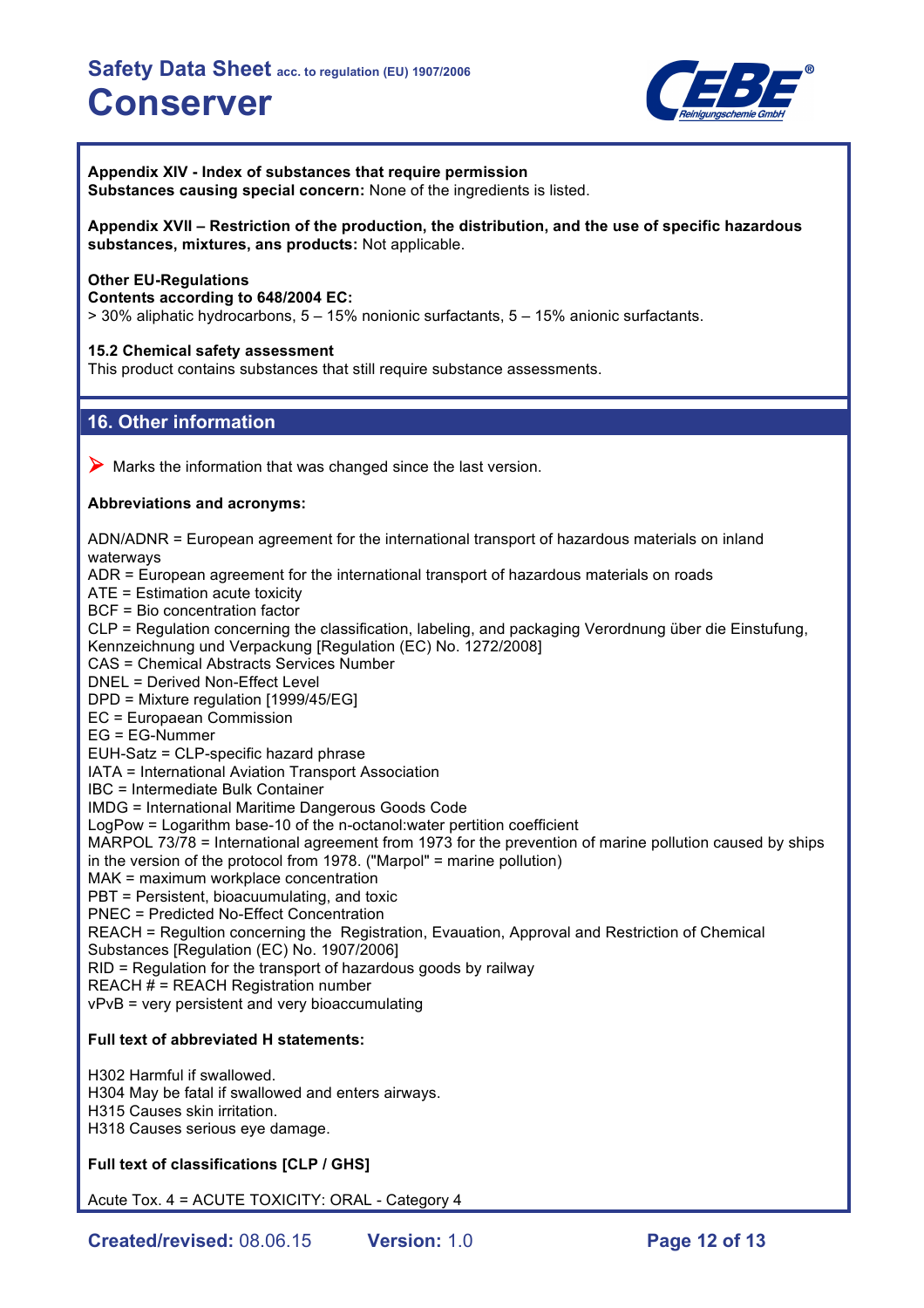**Appendix XIV - Index of substances that require permission**
**Substances causing special concern:** None of the ingredients is listed.

**Appendix XVII – Restriction of the production, the distribution, and the use of specific hazardous substances, mixtures, ans products:** Not applicable.

**Other EU-Regulations**
**Contents according to 648/2004 EC:**
> 30% aliphatic hydrocarbons, 5 – 15% nonionic surfactants, 5 – 15% anionic surfactants.

**15.2 Chemical safety assessment**
This product contains substances that still require substance assessments.

## 16. Other information

➤ Marks the information that was changed since the last version.

**Abbreviations and acronyms:**

ADN/ADNR = European agreement for the international transport of hazardous materials on inland waterways
ADR = European agreement for the international transport of hazardous materials on roads
ATE = Estimation acute toxicity
BCF = Bio concentration factor
CLP = Regulation concerning the classification, labeling, and packaging Verordnung über die Einstufung, Kennzeichnung und Verpackung [Regulation (EC) No. 1272/2008]
CAS = Chemical Abstracts Services Number
DNEL = Derived Non-Effect Level
DPD = Mixture regulation [1999/45/EG]
EC = Europaean Commission
EG = EG-Nummer
EUH-Satz = CLP-specific hazard phrase
IATA = International Aviation Transport Association
IBC = Intermediate Bulk Container
IMDG = International Maritime Dangerous Goods Code
LogPow = Logarithm base-10 of the n-octanol:water pertition coefficient
MARPOL 73/78 = International agreement from 1973 for the prevention of marine pollution caused by ships in the version of the protocol from 1978. ("Marpol" = marine pollution)
MAK = maximum workplace concentration
PBT = Persistent, bioacuumulating, and toxic
PNEC = Predicted No-Effect Concentration
REACH = Regultion concerning the Registration, Evauation, Approval and Restriction of Chemical Substances [Regulation (EC) No. 1907/2006]
RID = Regulation for the transport of hazardous goods by railway
REACH # = REACH Registration number
vPvB = very persistent and very bioaccumulating

**Full text of abbreviated H statements:**

H302 Harmful if swallowed.
H304 May be fatal if swallowed and enters airways.
H315 Causes skin irritation.
H318 Causes serious eye damage.

**Full text of classifications [CLP / GHS]**

Acute Tox. 4 = ACUTE TOXICITY: ORAL - Category 4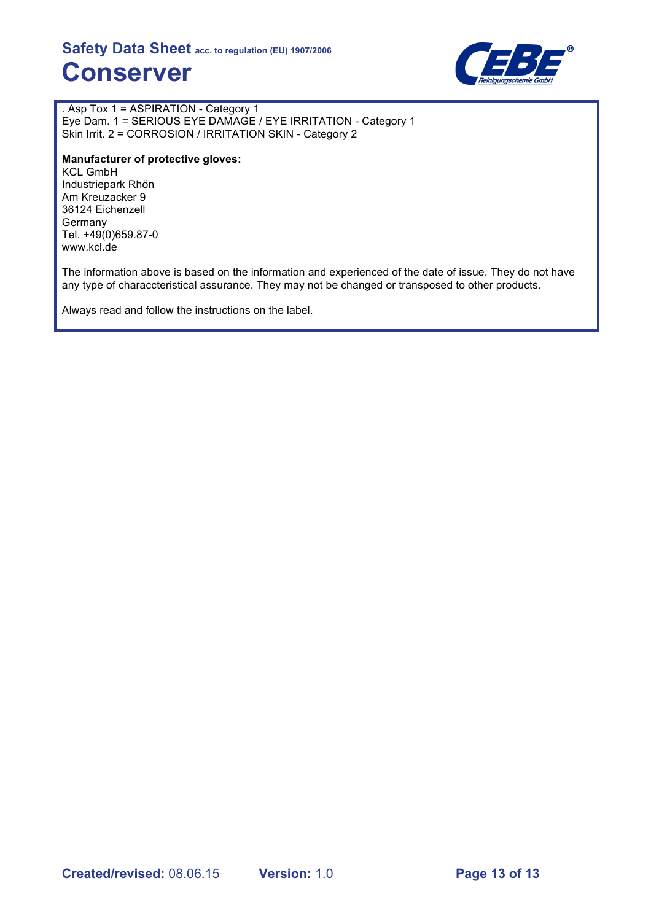. Asp Tox 1 = ASPIRATION - Category 1
Eye Dam. 1 = SERIOUS EYE DAMAGE / EYE IRRITATION - Category 1
Skin Irrit. 2 = CORROSION / IRRITATION SKIN - Category 2

**Manufacturer of protective gloves:**
KCL GmbH
Industriepark Rhön
Am Kreuzacker 9
36124 Eichenzell
Germany
Tel. +49(0)659.87-0
www.kcl.de

The information above is based on the information and experienced of the date of issue. They do not have any type of characcteristical assurance. They may not be changed or transposed to other products.

Always read and follow the instructions on the label.